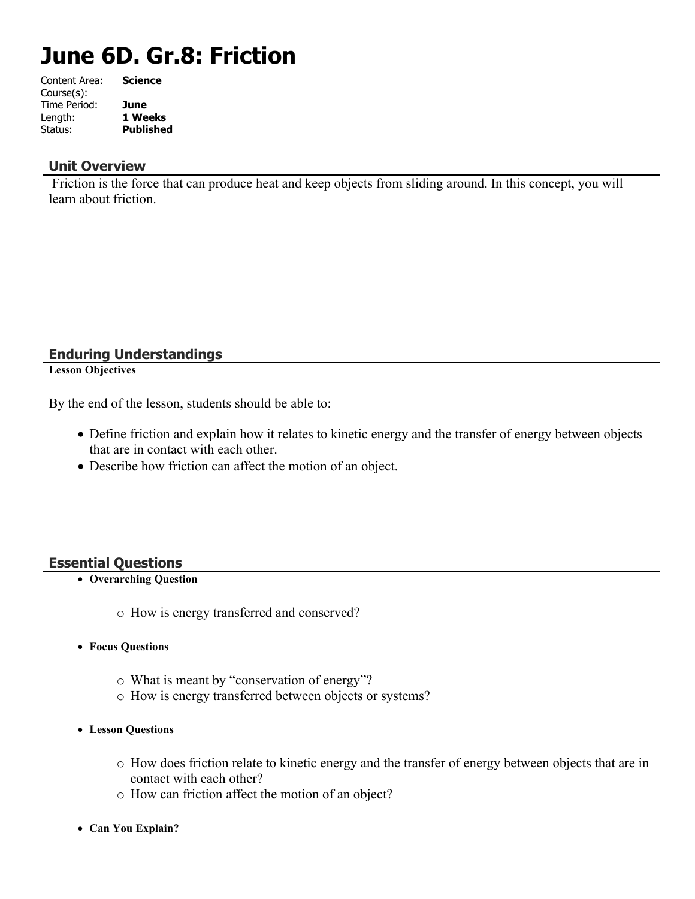# June 6D. Gr.8: Friction

Content Area: **Science**
Course(s):
Time Period: **June**
Length: **1 Weeks**
Status: **Published**

## Unit Overview

Friction is the force that can produce heat and keep objects from sliding around. In this concept, you will learn about friction.

## Enduring Understandings

**Lesson Objectives**

By the end of the lesson, students should be able to:

- Define friction and explain how it relates to kinetic energy and the transfer of energy between objects that are in contact with each other.
- Describe how friction can affect the motion of an object.

## Essential Questions

- **Overarching Question**
  - How is energy transferred and conserved?
- **Focus Questions**
  - What is meant by "conservation of energy"?
  - How is energy transferred between objects or systems?
- **Lesson Questions**
  - How does friction relate to kinetic energy and the transfer of energy between objects that are in contact with each other?
  - How can friction affect the motion of an object?
- **Can You Explain?**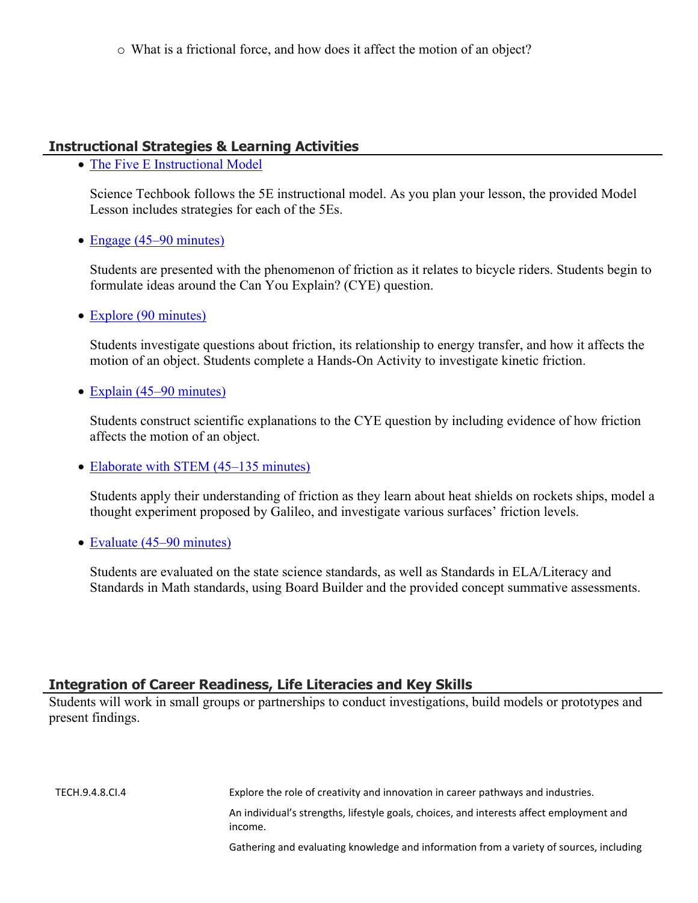- What is a frictional force, and how does it affect the motion of an object?

## Instructional Strategies & Learning Activities

- [The Five E Instructional Model]()

  Science Techbook follows the 5E instructional model. As you plan your lesson, the provided Model Lesson includes strategies for each of the 5Es.

- [Engage (45–90 minutes)]()

  Students are presented with the phenomenon of friction as it relates to bicycle riders. Students begin to formulate ideas around the Can You Explain? (CYE) question.

- [Explore (90 minutes)]()

  Students investigate questions about friction, its relationship to energy transfer, and how it affects the motion of an object. Students complete a Hands-On Activity to investigate kinetic friction.

- [Explain (45–90 minutes)]()

  Students construct scientific explanations to the CYE question by including evidence of how friction affects the motion of an object.

- [Elaborate with STEM (45–135 minutes)]()

  Students apply their understanding of friction as they learn about heat shields on rockets ships, model a thought experiment proposed by Galileo, and investigate various surfaces' friction levels.

- [Evaluate (45–90 minutes)]()

  Students are evaluated on the state science standards, as well as Standards in ELA/Literacy and Standards in Math standards, using Board Builder and the provided concept summative assessments.

## Integration of Career Readiness, Life Literacies and Key Skills

Students will work in small groups or partnerships to conduct investigations, build models or prototypes and present findings.

| | |
|---|---|
| TECH.9.4.8.CI.4 | Explore the role of creativity and innovation in career pathways and industries. |
| | An individual's strengths, lifestyle goals, choices, and interests affect employment and income. |
| | Gathering and evaluating knowledge and information from a variety of sources, including |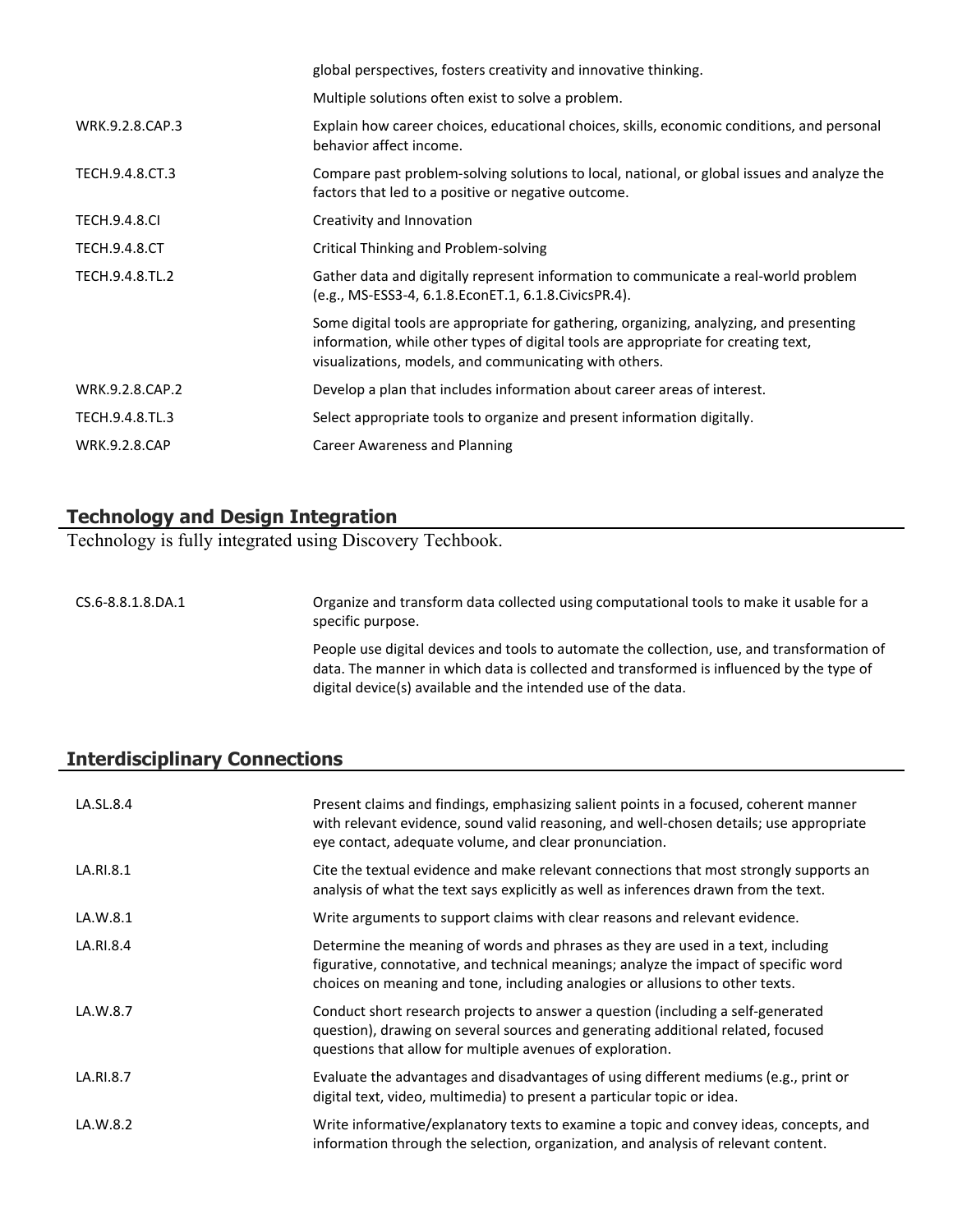| | |
|---|---|
| | global perspectives, fosters creativity and innovative thinking. |
| | Multiple solutions often exist to solve a problem. |
| WRK.9.2.8.CAP.3 | Explain how career choices, educational choices, skills, economic conditions, and personal behavior affect income. |
| TECH.9.4.8.CT.3 | Compare past problem-solving solutions to local, national, or global issues and analyze the factors that led to a positive or negative outcome. |
| TECH.9.4.8.CI | Creativity and Innovation |
| TECH.9.4.8.CT | Critical Thinking and Problem-solving |
| TECH.9.4.8.TL.2 | Gather data and digitally represent information to communicate a real-world problem (e.g., MS-ESS3-4, 6.1.8.EconET.1, 6.1.8.CivicsPR.4). |
| | Some digital tools are appropriate for gathering, organizing, analyzing, and presenting information, while other types of digital tools are appropriate for creating text, visualizations, models, and communicating with others. |
| WRK.9.2.8.CAP.2 | Develop a plan that includes information about career areas of interest. |
| TECH.9.4.8.TL.3 | Select appropriate tools to organize and present information digitally. |
| WRK.9.2.8.CAP | Career Awareness and Planning |

## Technology and Design Integration

Technology is fully integrated using Discovery Techbook.

| | |
|---|---|
| CS.6-8.8.1.8.DA.1 | Organize and transform data collected using computational tools to make it usable for a specific purpose. |
| | People use digital devices and tools to automate the collection, use, and transformation of data. The manner in which data is collected and transformed is influenced by the type of digital device(s) available and the intended use of the data. |

## Interdisciplinary Connections

| | |
|---|---|
| LA.SL.8.4 | Present claims and findings, emphasizing salient points in a focused, coherent manner with relevant evidence, sound valid reasoning, and well-chosen details; use appropriate eye contact, adequate volume, and clear pronunciation. |
| LA.RI.8.1 | Cite the textual evidence and make relevant connections that most strongly supports an analysis of what the text says explicitly as well as inferences drawn from the text. |
| LA.W.8.1 | Write arguments to support claims with clear reasons and relevant evidence. |
| LA.RI.8.4 | Determine the meaning of words and phrases as they are used in a text, including figurative, connotative, and technical meanings; analyze the impact of specific word choices on meaning and tone, including analogies or allusions to other texts. |
| LA.W.8.7 | Conduct short research projects to answer a question (including a self-generated question), drawing on several sources and generating additional related, focused questions that allow for multiple avenues of exploration. |
| LA.RI.8.7 | Evaluate the advantages and disadvantages of using different mediums (e.g., print or digital text, video, multimedia) to present a particular topic or idea. |
| LA.W.8.2 | Write informative/explanatory texts to examine a topic and convey ideas, concepts, and information through the selection, organization, and analysis of relevant content. |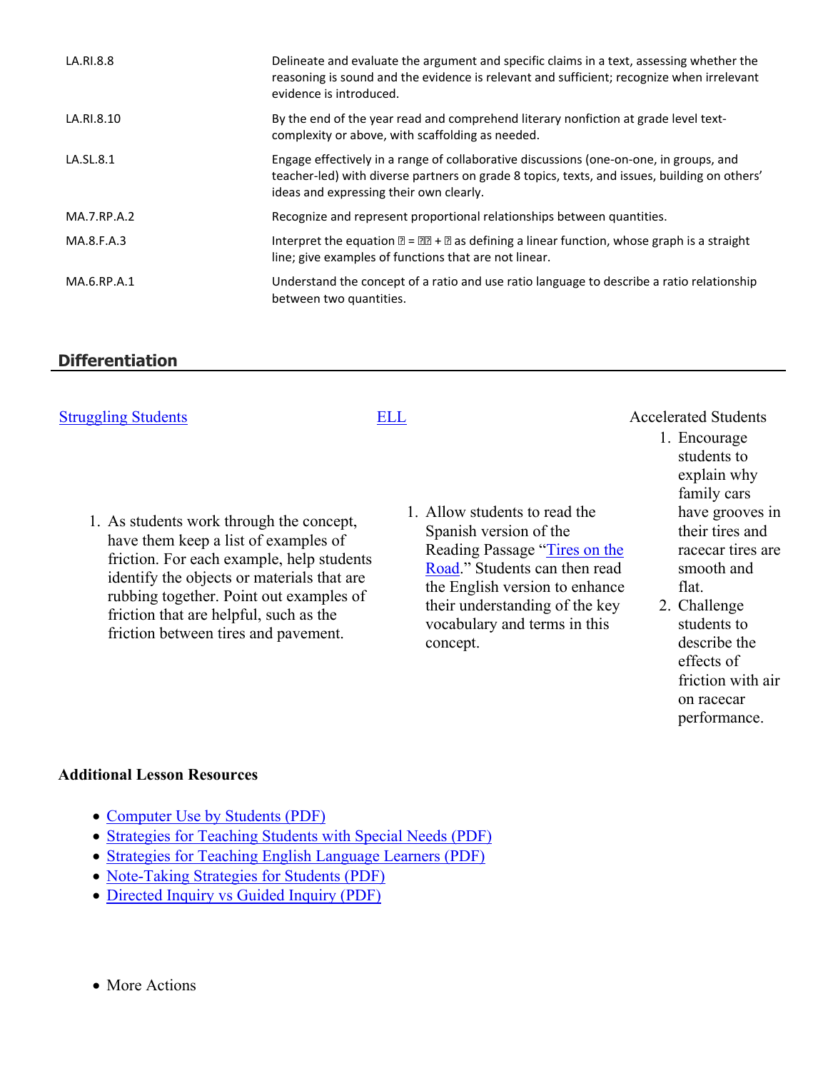| | |
|---|---|
| LA.RI.8.8 | Delineate and evaluate the argument and specific claims in a text, assessing whether the reasoning is sound and the evidence is relevant and sufficient; recognize when irrelevant evidence is introduced. |
| LA.RI.8.10 | By the end of the year read and comprehend literary nonfiction at grade level text-complexity or above, with scaffolding as needed. |
| LA.SL.8.1 | Engage effectively in a range of collaborative discussions (one-on-one, in groups, and teacher-led) with diverse partners on grade 8 topics, texts, and issues, building on others' ideas and expressing their own clearly. |
| MA.7.RP.A.2 | Recognize and represent proportional relationships between quantities. |
| MA.8.F.A.3 | Interpret the equation $y = mx + b$ as defining a linear function, whose graph is a straight line; give examples of functions that are not linear. |
| MA.6.RP.A.1 | Understand the concept of a ratio and use ratio language to describe a ratio relationship between two quantities. |

## Differentiation

Struggling Students

1. As students work through the concept, have them keep a list of examples of friction. For each example, help students identify the objects or materials that are rubbing together. Point out examples of friction that are helpful, such as the friction between tires and pavement.

ELL

1. Allow students to read the Spanish version of the Reading Passage "Tires on the Road." Students can then read the English version to enhance their understanding of the key vocabulary and terms in this concept.

Accelerated Students

1. Encourage students to explain why family cars have grooves in their tires and racecar tires are smooth and flat.
2. Challenge students to describe the effects of friction with air on racecar performance.

### Additional Lesson Resources

- Computer Use by Students (PDF)
- Strategies for Teaching Students with Special Needs (PDF)
- Strategies for Teaching English Language Learners (PDF)
- Note-Taking Strategies for Students (PDF)
- Directed Inquiry vs Guided Inquiry (PDF)

- More Actions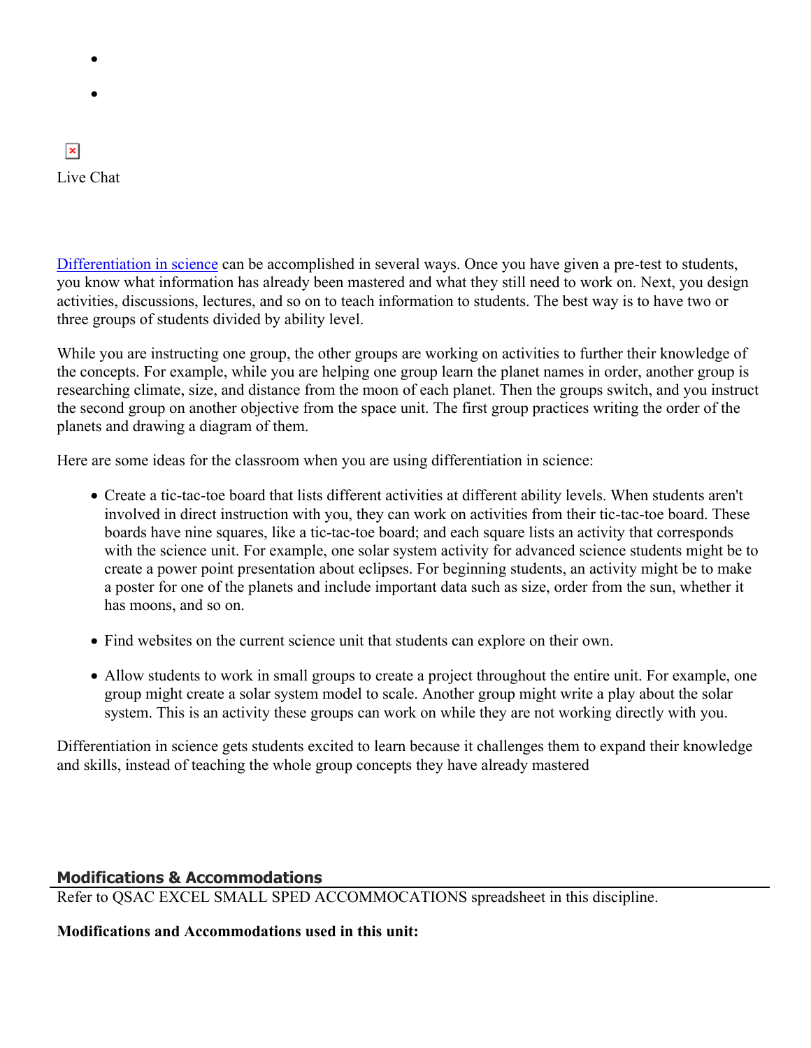Live Chat

Differentiation in science can be accomplished in several ways. Once you have given a pre-test to students, you know what information has already been mastered and what they still need to work on. Next, you design activities, discussions, lectures, and so on to teach information to students. The best way is to have two or three groups of students divided by ability level.

While you are instructing one group, the other groups are working on activities to further their knowledge of the concepts. For example, while you are helping one group learn the planet names in order, another group is researching climate, size, and distance from the moon of each planet. Then the groups switch, and you instruct the second group on another objective from the space unit. The first group practices writing the order of the planets and drawing a diagram of them.

Here are some ideas for the classroom when you are using differentiation in science:

- Create a tic-tac-toe board that lists different activities at different ability levels. When students aren't involved in direct instruction with you, they can work on activities from their tic-tac-toe board. These boards have nine squares, like a tic-tac-toe board; and each square lists an activity that corresponds with the science unit. For example, one solar system activity for advanced science students might be to create a power point presentation about eclipses. For beginning students, an activity might be to make a poster for one of the planets and include important data such as size, order from the sun, whether it has moons, and so on.
- Find websites on the current science unit that students can explore on their own.
- Allow students to work in small groups to create a project throughout the entire unit. For example, one group might create a solar system model to scale. Another group might write a play about the solar system. This is an activity these groups can work on while they are not working directly with you.

Differentiation in science gets students excited to learn because it challenges them to expand their knowledge and skills, instead of teaching the whole group concepts they have already mastered

## Modifications & Accommodations

Refer to QSAC EXCEL SMALL SPED ACCOMMOCATIONS spreadsheet in this discipline.

**Modifications and Accommodations used in this unit:**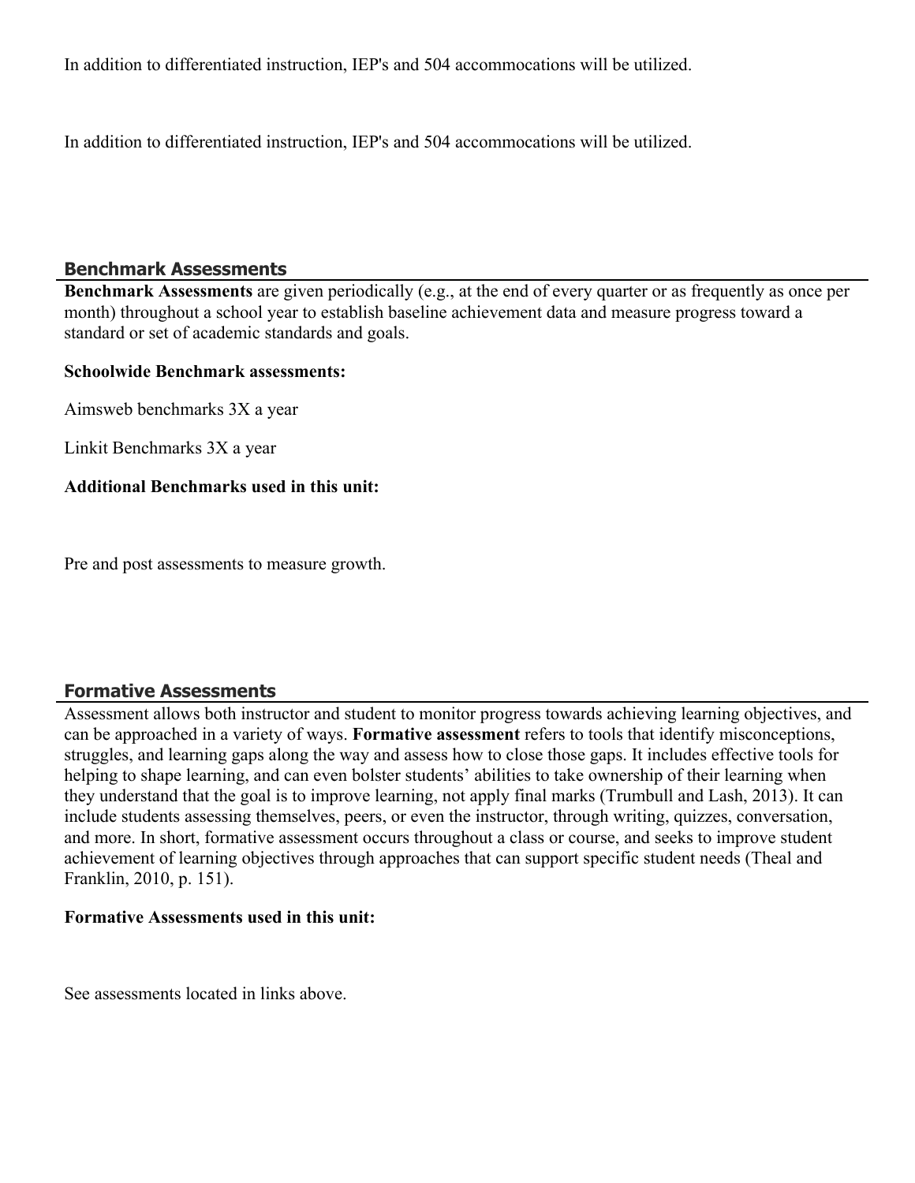In addition to differentiated instruction, IEP's and 504 accommocations will be utilized.

In addition to differentiated instruction, IEP's and 504 accommocations will be utilized.

## Benchmark Assessments

**Benchmark Assessments** are given periodically (e.g., at the end of every quarter or as frequently as once per month) throughout a school year to establish baseline achievement data and measure progress toward a standard or set of academic standards and goals.

**Schoolwide Benchmark assessments:**

Aimsweb benchmarks 3X a year

Linkit Benchmarks 3X a year

**Additional Benchmarks used in this unit:**

Pre and post assessments to measure growth.

## Formative Assessments

Assessment allows both instructor and student to monitor progress towards achieving learning objectives, and can be approached in a variety of ways. **Formative assessment** refers to tools that identify misconceptions, struggles, and learning gaps along the way and assess how to close those gaps. It includes effective tools for helping to shape learning, and can even bolster students' abilities to take ownership of their learning when they understand that the goal is to improve learning, not apply final marks (Trumbull and Lash, 2013). It can include students assessing themselves, peers, or even the instructor, through writing, quizzes, conversation, and more. In short, formative assessment occurs throughout a class or course, and seeks to improve student achievement of learning objectives through approaches that can support specific student needs (Theal and Franklin, 2010, p. 151).

**Formative Assessments used in this unit:**

See assessments located in links above.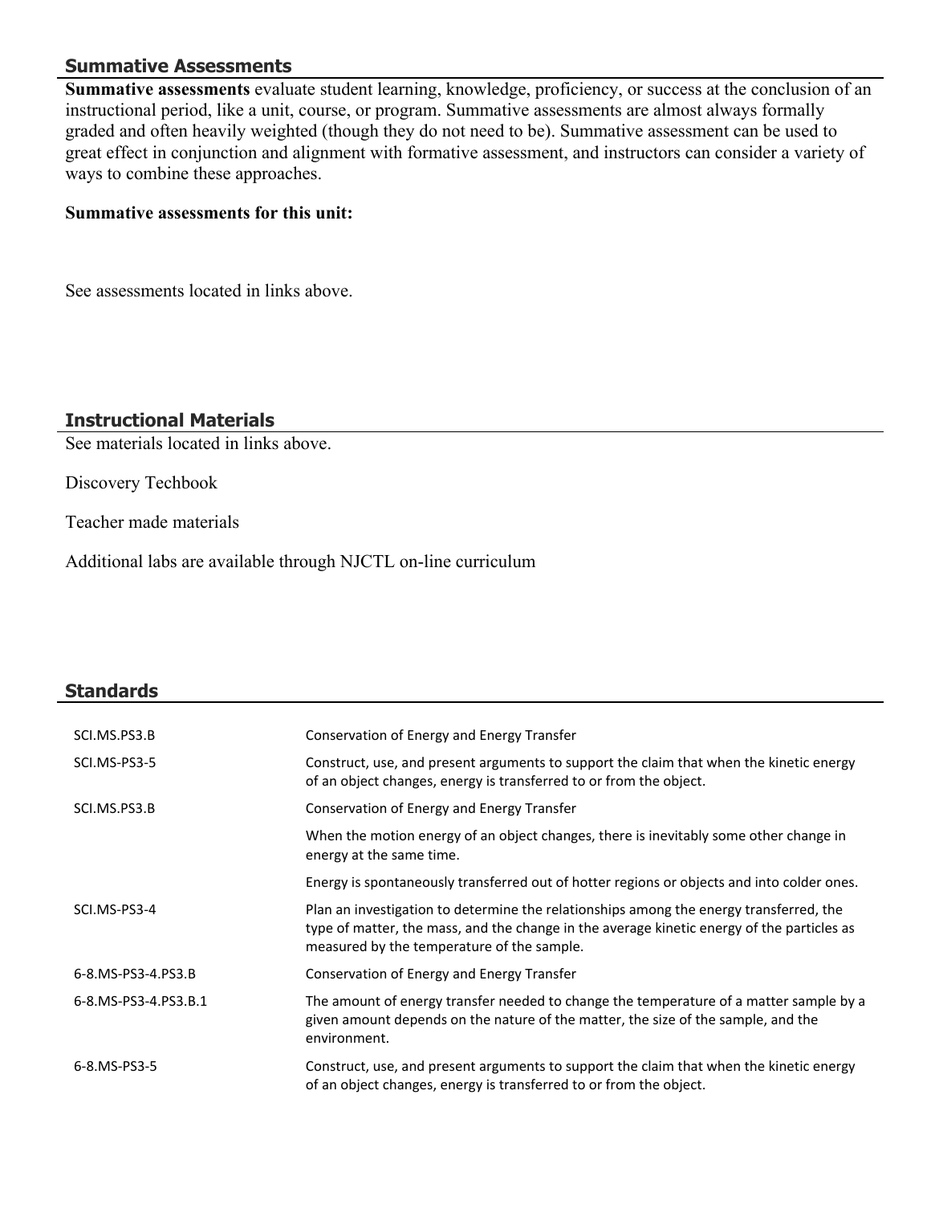## Summative Assessments

**Summative assessments** evaluate student learning, knowledge, proficiency, or success at the conclusion of an instructional period, like a unit, course, or program. Summative assessments are almost always formally graded and often heavily weighted (though they do not need to be). Summative assessment can be used to great effect in conjunction and alignment with formative assessment, and instructors can consider a variety of ways to combine these approaches.

**Summative assessments for this unit:**

See assessments located in links above.

## Instructional Materials

See materials located in links above.

Discovery Techbook

Teacher made materials

Additional labs are available through NJCTL on-line curriculum

## Standards

| | |
|---|---|
| SCI.MS.PS3.B | Conservation of Energy and Energy Transfer |
| SCI.MS-PS3-5 | Construct, use, and present arguments to support the claim that when the kinetic energy of an object changes, energy is transferred to or from the object. |
| SCI.MS.PS3.B | Conservation of Energy and Energy Transfer |
| | When the motion energy of an object changes, there is inevitably some other change in energy at the same time. |
| | Energy is spontaneously transferred out of hotter regions or objects and into colder ones. |
| SCI.MS-PS3-4 | Plan an investigation to determine the relationships among the energy transferred, the type of matter, the mass, and the change in the average kinetic energy of the particles as measured by the temperature of the sample. |
| 6-8.MS-PS3-4.PS3.B | Conservation of Energy and Energy Transfer |
| 6-8.MS-PS3-4.PS3.B.1 | The amount of energy transfer needed to change the temperature of a matter sample by a given amount depends on the nature of the matter, the size of the sample, and the environment. |
| 6-8.MS-PS3-5 | Construct, use, and present arguments to support the claim that when the kinetic energy of an object changes, energy is transferred to or from the object. |